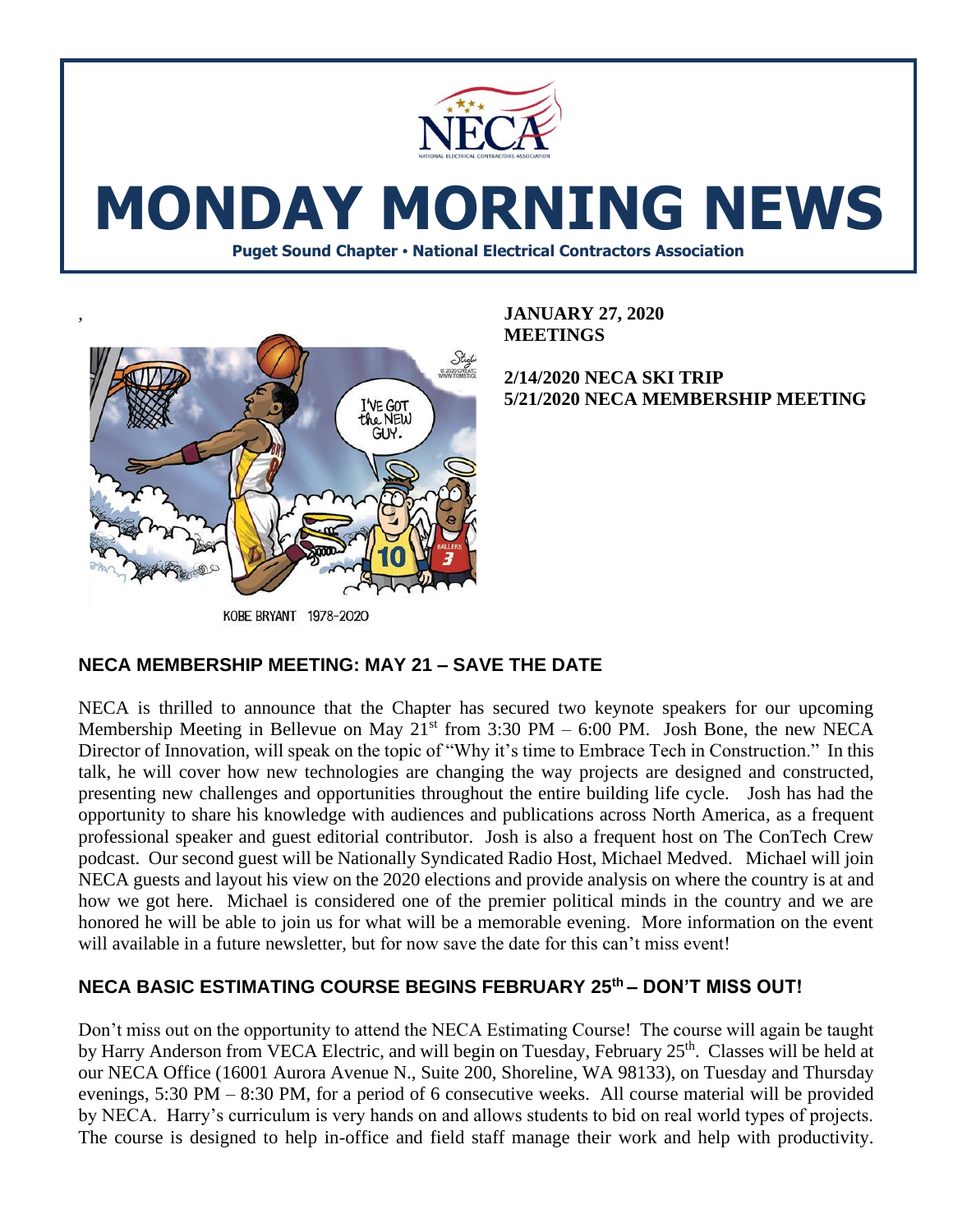# MONDAY MORNING NEWS

**Puget Sound Chapter • National Electrical Contractors Association**

KOBE BRYANT 1978-2020

**JANUARY 27, 2020**
**MEETINGS**

**2/14/2020 NECA SKI TRIP**
**5/21/2020 NECA MEMBERSHIP MEETING**

## NECA MEMBERSHIP MEETING: MAY 21 – SAVE THE DATE

NECA is thrilled to announce that the Chapter has secured two keynote speakers for our upcoming Membership Meeting in Bellevue on May 21st from 3:30 PM – 6:00 PM. Josh Bone, the new NECA Director of Innovation, will speak on the topic of "Why it's time to Embrace Tech in Construction." In this talk, he will cover how new technologies are changing the way projects are designed and constructed, presenting new challenges and opportunities throughout the entire building life cycle. Josh has had the opportunity to share his knowledge with audiences and publications across North America, as a frequent professional speaker and guest editorial contributor. Josh is also a frequent host on The ConTech Crew podcast. Our second guest will be Nationally Syndicated Radio Host, Michael Medved. Michael will join NECA guests and layout his view on the 2020 elections and provide analysis on where the country is at and how we got here. Michael is considered one of the premier political minds in the country and we are honored he will be able to join us for what will be a memorable evening. More information on the event will available in a future newsletter, but for now save the date for this can't miss event!

## NECA BASIC ESTIMATING COURSE BEGINS FEBRUARY 25th – DON'T MISS OUT!

Don't miss out on the opportunity to attend the NECA Estimating Course! The course will again be taught by Harry Anderson from VECA Electric, and will begin on Tuesday, February 25th. Classes will be held at our NECA Office (16001 Aurora Avenue N., Suite 200, Shoreline, WA 98133), on Tuesday and Thursday evenings, 5:30 PM – 8:30 PM, for a period of 6 consecutive weeks. All course material will be provided by NECA. Harry's curriculum is very hands on and allows students to bid on real world types of projects. The course is designed to help in-office and field staff manage their work and help with productivity.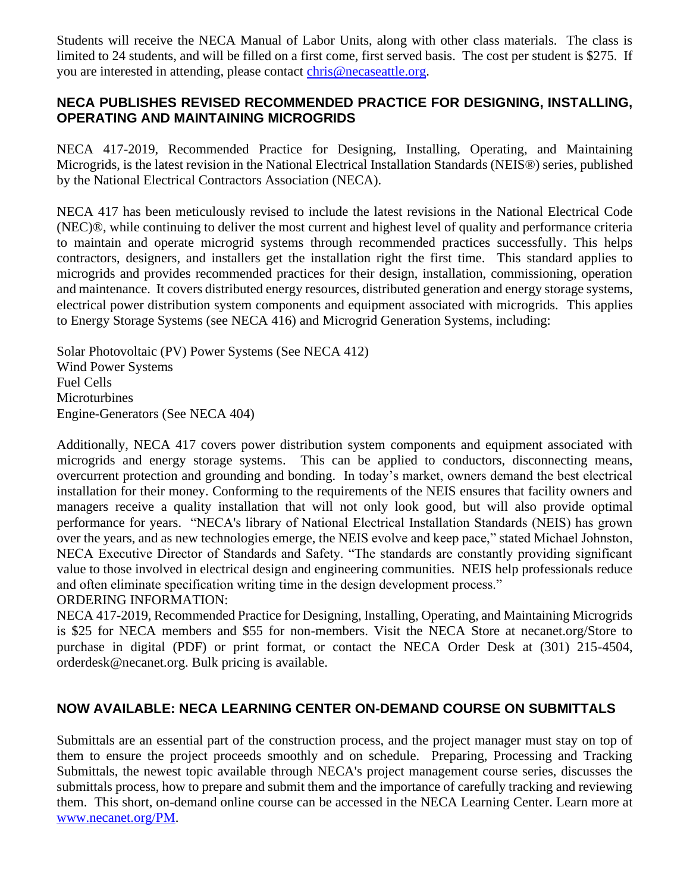Students will receive the NECA Manual of Labor Units, along with other class materials. The class is limited to 24 students, and will be filled on a first come, first served basis. The cost per student is $275. If you are interested in attending, please contact [chris@necaseattle.org](mailto:chris@necaseattle.org).

## NECA PUBLISHES REVISED RECOMMENDED PRACTICE FOR DESIGNING, INSTALLING, OPERATING AND MAINTAINING MICROGRIDS

NECA 417-2019, Recommended Practice for Designing, Installing, Operating, and Maintaining Microgrids, is the latest revision in the National Electrical Installation Standards (NEIS®) series, published by the National Electrical Contractors Association (NECA).

NECA 417 has been meticulously revised to include the latest revisions in the National Electrical Code (NEC)®, while continuing to deliver the most current and highest level of quality and performance criteria to maintain and operate microgrid systems through recommended practices successfully. This helps contractors, designers, and installers get the installation right the first time. This standard applies to microgrids and provides recommended practices for their design, installation, commissioning, operation and maintenance. It covers distributed energy resources, distributed generation and energy storage systems, electrical power distribution system components and equipment associated with microgrids. This applies to Energy Storage Systems (see NECA 416) and Microgrid Generation Systems, including:

Solar Photovoltaic (PV) Power Systems (See NECA 412)
Wind Power Systems
Fuel Cells
Microturbines
Engine-Generators (See NECA 404)

Additionally, NECA 417 covers power distribution system components and equipment associated with microgrids and energy storage systems. This can be applied to conductors, disconnecting means, overcurrent protection and grounding and bonding. In today's market, owners demand the best electrical installation for their money. Conforming to the requirements of the NEIS ensures that facility owners and managers receive a quality installation that will not only look good, but will also provide optimal performance for years. "NECA's library of National Electrical Installation Standards (NEIS) has grown over the years, and as new technologies emerge, the NEIS evolve and keep pace," stated Michael Johnston, NECA Executive Director of Standards and Safety. "The standards are constantly providing significant value to those involved in electrical design and engineering communities. NEIS help professionals reduce and often eliminate specification writing time in the design development process."
ORDERING INFORMATION:
NECA 417-2019, Recommended Practice for Designing, Installing, Operating, and Maintaining Microgrids is $25 for NECA members and $55 for non-members. Visit the NECA Store at necanet.org/Store to purchase in digital (PDF) or print format, or contact the NECA Order Desk at (301) 215-4504, orderdesk@necanet.org. Bulk pricing is available.

## NOW AVAILABLE: NECA LEARNING CENTER ON-DEMAND COURSE ON SUBMITTALS

Submittals are an essential part of the construction process, and the project manager must stay on top of them to ensure the project proceeds smoothly and on schedule. Preparing, Processing and Tracking Submittals, the newest topic available through NECA's project management course series, discusses the submittals process, how to prepare and submit them and the importance of carefully tracking and reviewing them. This short, on-demand online course can be accessed in the NECA Learning Center. Learn more at [www.necanet.org/PM](http://www.necanet.org/PM).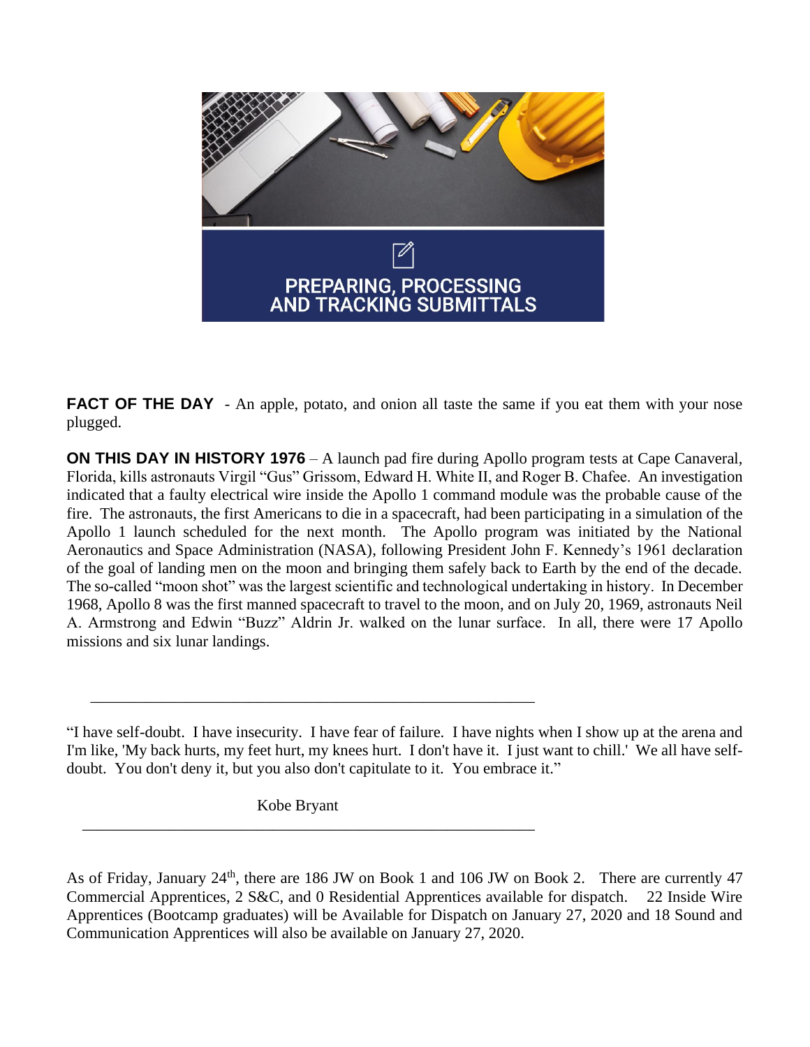PREPARING, PROCESSING AND TRACKING SUBMITTALS

**FACT OF THE DAY** - An apple, potato, and onion all taste the same if you eat them with your nose plugged.

**ON THIS DAY IN HISTORY 1976** – A launch pad fire during Apollo program tests at Cape Canaveral, Florida, kills astronauts Virgil "Gus" Grissom, Edward H. White II, and Roger B. Chafee. An investigation indicated that a faulty electrical wire inside the Apollo 1 command module was the probable cause of the fire. The astronauts, the first Americans to die in a spacecraft, had been participating in a simulation of the Apollo 1 launch scheduled for the next month. The Apollo program was initiated by the National Aeronautics and Space Administration (NASA), following President John F. Kennedy's 1961 declaration of the goal of landing men on the moon and bringing them safely back to Earth by the end of the decade. The so-called "moon shot" was the largest scientific and technological undertaking in history. In December 1968, Apollo 8 was the first manned spacecraft to travel to the moon, and on July 20, 1969, astronauts Neil A. Armstrong and Edwin "Buzz" Aldrin Jr. walked on the lunar surface. In all, there were 17 Apollo missions and six lunar landings.

---

"I have self-doubt. I have insecurity. I have fear of failure. I have nights when I show up at the arena and I'm like, 'My back hurts, my feet hurt, my knees hurt. I don't have it. I just want to chill.' We all have self-doubt. You don't deny it, but you also don't capitulate to it. You embrace it."

Kobe Bryant

---

As of Friday, January 24th, there are 186 JW on Book 1 and 106 JW on Book 2. There are currently 47 Commercial Apprentices, 2 S&C, and 0 Residential Apprentices available for dispatch. 22 Inside Wire Apprentices (Bootcamp graduates) will be Available for Dispatch on January 27, 2020 and 18 Sound and Communication Apprentices will also be available on January 27, 2020.